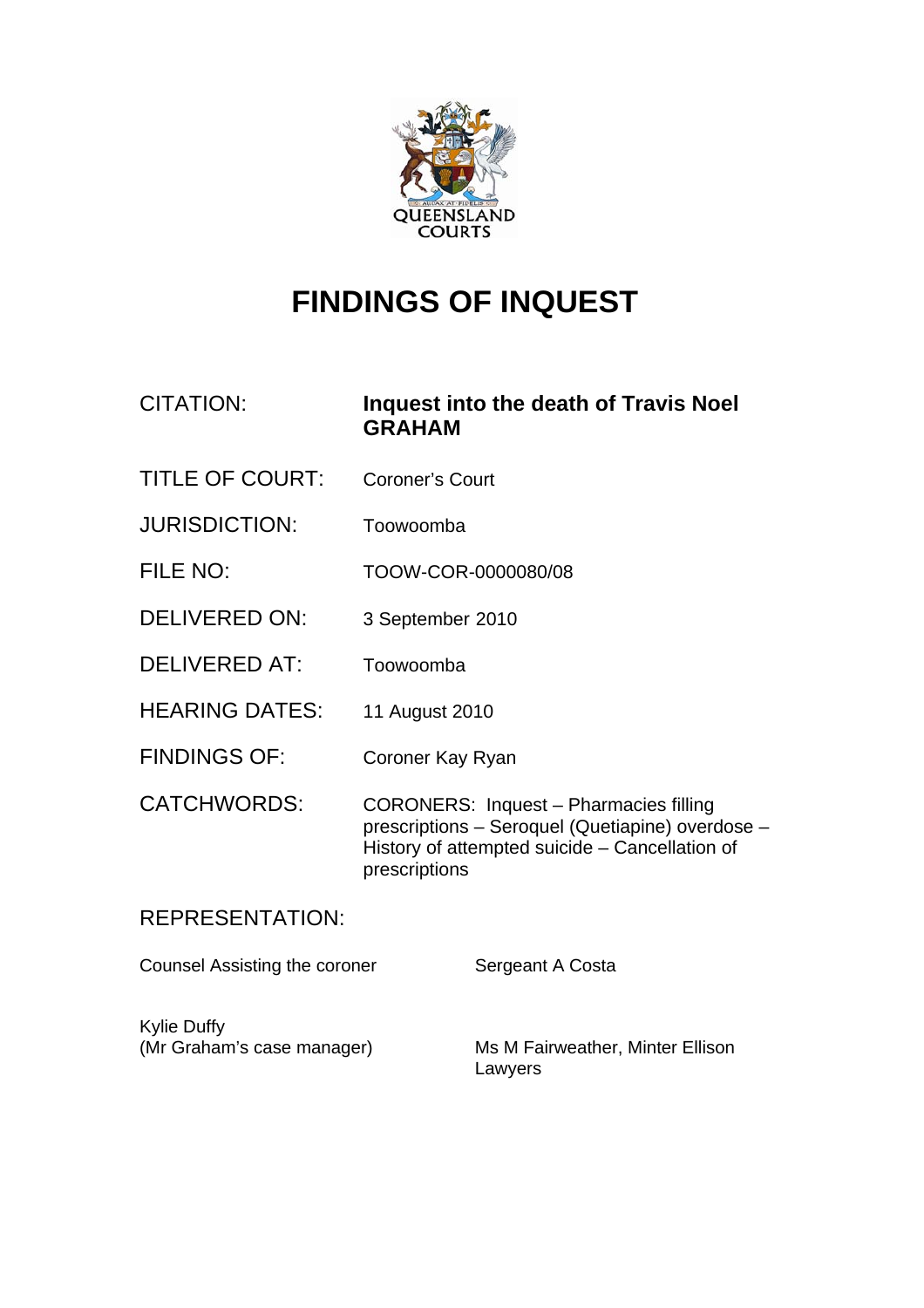QUEENSLAND COURTS

# FINDINGS OF INQUEST

| | |
|---|---|
| CITATION: | **Inquest into the death of Travis Noel GRAHAM** |
| TITLE OF COURT: | Coroner's Court |
| JURISDICTION: | Toowoomba |
| FILE NO: | TOOW-COR-0000080/08 |
| DELIVERED ON: | 3 September 2010 |
| DELIVERED AT: | Toowoomba |
| HEARING DATES: | 11 August 2010 |
| FINDINGS OF: | Coroner Kay Ryan |
| CATCHWORDS: | CORONERS: Inquest – Pharmacies filling prescriptions – Seroquel (Quetiapine) overdose – History of attempted suicide – Cancellation of prescriptions |

REPRESENTATION:

| | |
|---|---|
| Counsel Assisting the coroner | Sergeant A Costa |
| Kylie Duffy (Mr Graham's case manager) | Ms M Fairweather, Minter Ellison Lawyers |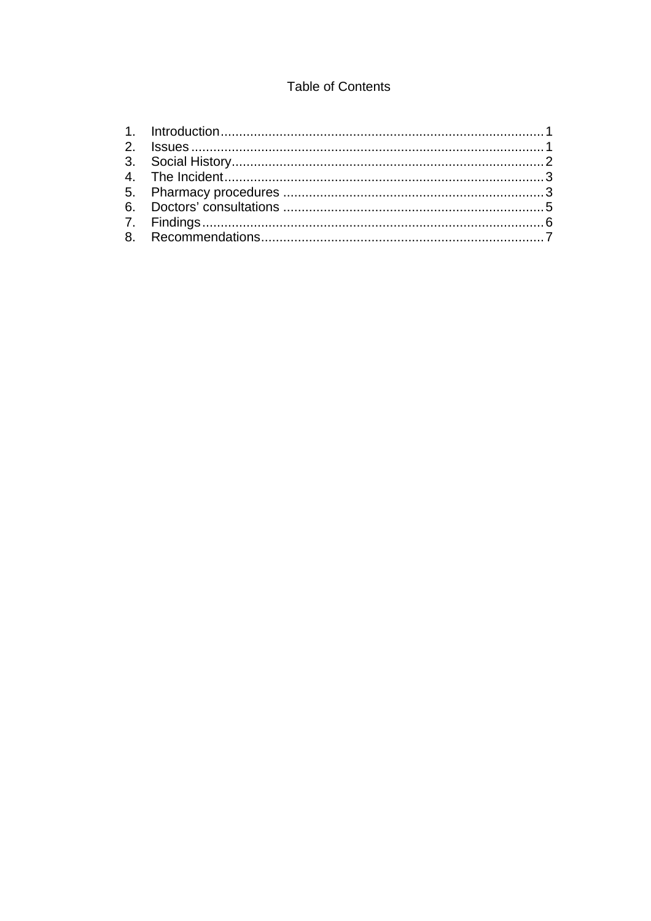# Table of Contents

1. Introduction........................................................................................1
2. Issues...............................................................................................1
3. Social History.....................................................................................2
4. The Incident.......................................................................................3
5. Pharmacy procedures .......................................................................3
6. Doctors' consultations .......................................................................5
7. Findings.............................................................................................6
8. Recommendations.............................................................................7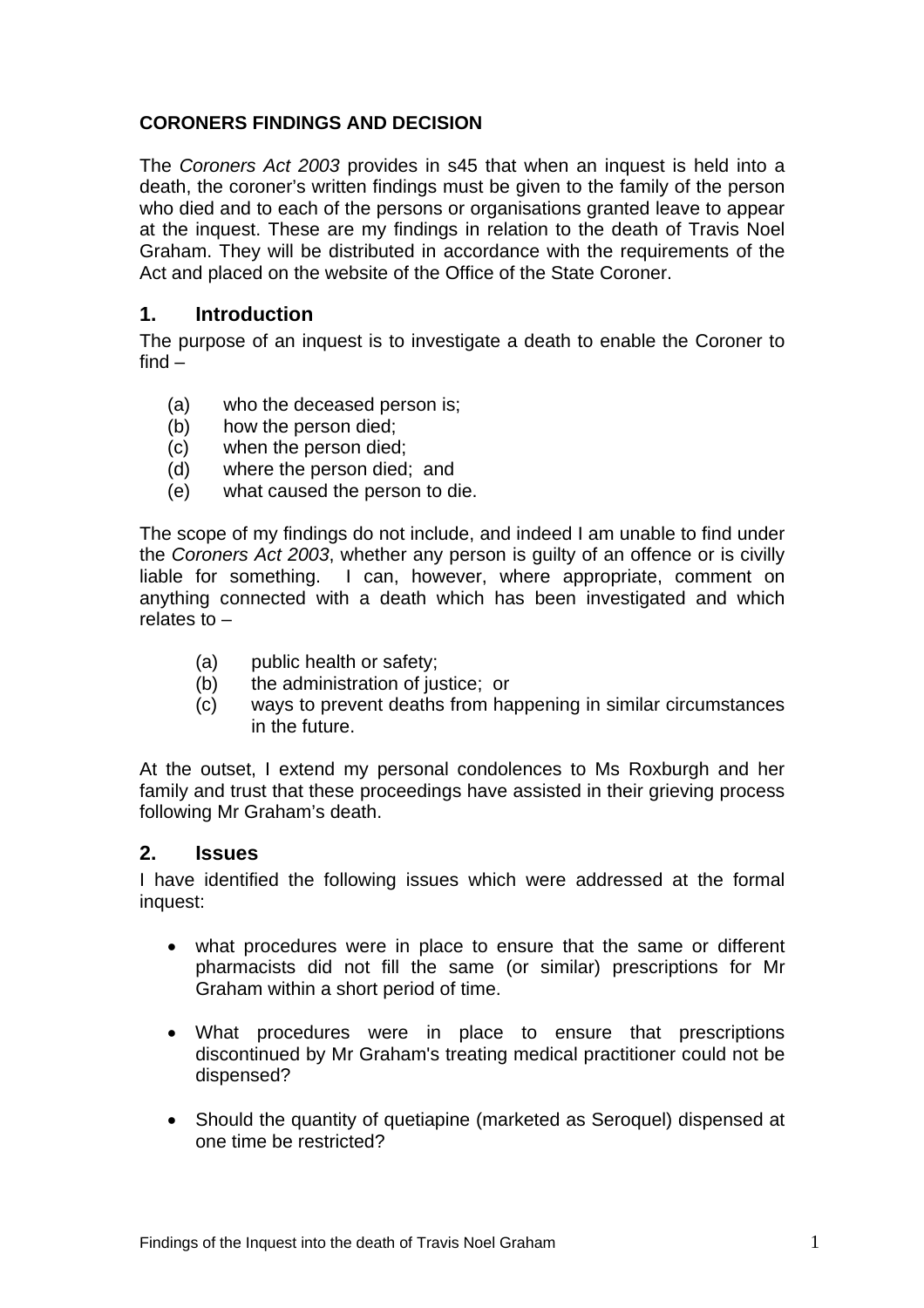**CORONERS FINDINGS AND DECISION**

The *Coroners Act 2003* provides in s45 that when an inquest is held into a death, the coroner's written findings must be given to the family of the person who died and to each of the persons or organisations granted leave to appear at the inquest. These are my findings in relation to the death of Travis Noel Graham. They will be distributed in accordance with the requirements of the Act and placed on the website of the Office of the State Coroner.

## 1. Introduction

The purpose of an inquest is to investigate a death to enable the Coroner to find –

(a) who the deceased person is;
(b) how the person died;
(c) when the person died;
(d) where the person died; and
(e) what caused the person to die.

The scope of my findings do not include, and indeed I am unable to find under the *Coroners Act 2003*, whether any person is guilty of an offence or is civilly liable for something. I can, however, where appropriate, comment on anything connected with a death which has been investigated and which relates to –

(a) public health or safety;
(b) the administration of justice; or
(c) ways to prevent deaths from happening in similar circumstances in the future.

At the outset, I extend my personal condolences to Ms Roxburgh and her family and trust that these proceedings have assisted in their grieving process following Mr Graham's death.

## 2. Issues

I have identified the following issues which were addressed at the formal inquest:

- what procedures were in place to ensure that the same or different pharmacists did not fill the same (or similar) prescriptions for Mr Graham within a short period of time.

- What procedures were in place to ensure that prescriptions discontinued by Mr Graham's treating medical practitioner could not be dispensed?

- Should the quantity of quetiapine (marketed as Seroquel) dispensed at one time be restricted?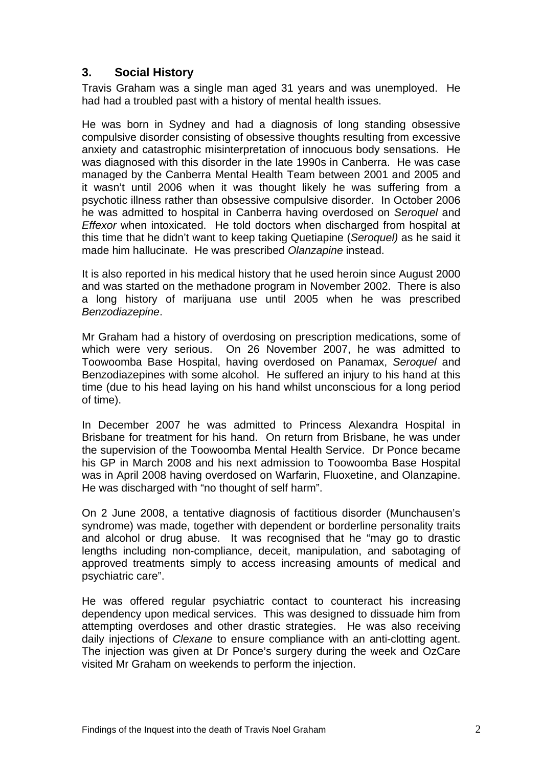## 3. Social History

Travis Graham was a single man aged 31 years and was unemployed. He had had a troubled past with a history of mental health issues.

He was born in Sydney and had a diagnosis of long standing obsessive compulsive disorder consisting of obsessive thoughts resulting from excessive anxiety and catastrophic misinterpretation of innocuous body sensations. He was diagnosed with this disorder in the late 1990s in Canberra. He was case managed by the Canberra Mental Health Team between 2001 and 2005 and it wasn't until 2006 when it was thought likely he was suffering from a psychotic illness rather than obsessive compulsive disorder. In October 2006 he was admitted to hospital in Canberra having overdosed on *Seroquel* and *Effexor* when intoxicated. He told doctors when discharged from hospital at this time that he didn't want to keep taking Quetiapine (*Seroquel)* as he said it made him hallucinate. He was prescribed *Olanzapine* instead.

It is also reported in his medical history that he used heroin since August 2000 and was started on the methadone program in November 2002. There is also a long history of marijuana use until 2005 when he was prescribed *Benzodiazepine*.

Mr Graham had a history of overdosing on prescription medications, some of which were very serious. On 26 November 2007, he was admitted to Toowoomba Base Hospital, having overdosed on Panamax, *Seroquel* and Benzodiazepines with some alcohol. He suffered an injury to his hand at this time (due to his head laying on his hand whilst unconscious for a long period of time).

In December 2007 he was admitted to Princess Alexandra Hospital in Brisbane for treatment for his hand. On return from Brisbane, he was under the supervision of the Toowoomba Mental Health Service. Dr Ponce became his GP in March 2008 and his next admission to Toowoomba Base Hospital was in April 2008 having overdosed on Warfarin, Fluoxetine, and Olanzapine. He was discharged with "no thought of self harm".

On 2 June 2008, a tentative diagnosis of factitious disorder (Munchausen's syndrome) was made, together with dependent or borderline personality traits and alcohol or drug abuse. It was recognised that he "may go to drastic lengths including non-compliance, deceit, manipulation, and sabotaging of approved treatments simply to access increasing amounts of medical and psychiatric care".

He was offered regular psychiatric contact to counteract his increasing dependency upon medical services. This was designed to dissuade him from attempting overdoses and other drastic strategies. He was also receiving daily injections of *Clexane* to ensure compliance with an anti-clotting agent. The injection was given at Dr Ponce's surgery during the week and OzCare visited Mr Graham on weekends to perform the injection.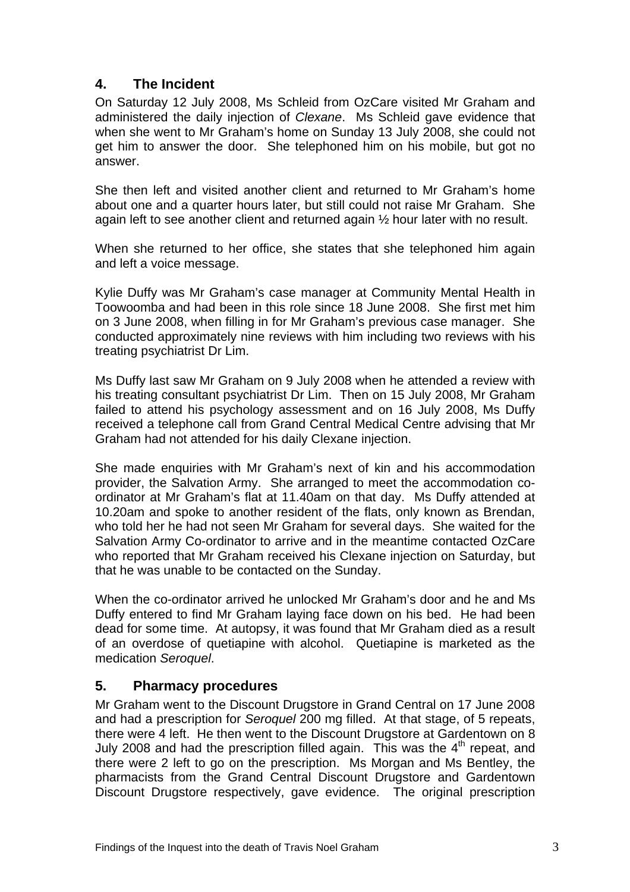## 4. The Incident

On Saturday 12 July 2008, Ms Schleid from OzCare visited Mr Graham and administered the daily injection of *Clexane*. Ms Schleid gave evidence that when she went to Mr Graham's home on Sunday 13 July 2008, she could not get him to answer the door. She telephoned him on his mobile, but got no answer.

She then left and visited another client and returned to Mr Graham's home about one and a quarter hours later, but still could not raise Mr Graham. She again left to see another client and returned again ½ hour later with no result.

When she returned to her office, she states that she telephoned him again and left a voice message.

Kylie Duffy was Mr Graham's case manager at Community Mental Health in Toowoomba and had been in this role since 18 June 2008. She first met him on 3 June 2008, when filling in for Mr Graham's previous case manager. She conducted approximately nine reviews with him including two reviews with his treating psychiatrist Dr Lim.

Ms Duffy last saw Mr Graham on 9 July 2008 when he attended a review with his treating consultant psychiatrist Dr Lim. Then on 15 July 2008, Mr Graham failed to attend his psychology assessment and on 16 July 2008, Ms Duffy received a telephone call from Grand Central Medical Centre advising that Mr Graham had not attended for his daily Clexane injection.

She made enquiries with Mr Graham's next of kin and his accommodation provider, the Salvation Army. She arranged to meet the accommodation co-ordinator at Mr Graham's flat at 11.40am on that day. Ms Duffy attended at 10.20am and spoke to another resident of the flats, only known as Brendan, who told her he had not seen Mr Graham for several days. She waited for the Salvation Army Co-ordinator to arrive and in the meantime contacted OzCare who reported that Mr Graham received his Clexane injection on Saturday, but that he was unable to be contacted on the Sunday.

When the co-ordinator arrived he unlocked Mr Graham's door and he and Ms Duffy entered to find Mr Graham laying face down on his bed. He had been dead for some time. At autopsy, it was found that Mr Graham died as a result of an overdose of quetiapine with alcohol. Quetiapine is marketed as the medication *Seroquel*.

## 5. Pharmacy procedures

Mr Graham went to the Discount Drugstore in Grand Central on 17 June 2008 and had a prescription for *Seroquel* 200 mg filled. At that stage, of 5 repeats, there were 4 left. He then went to the Discount Drugstore at Gardentown on 8 July 2008 and had the prescription filled again. This was the 4th repeat, and there were 2 left to go on the prescription. Ms Morgan and Ms Bentley, the pharmacists from the Grand Central Discount Drugstore and Gardentown Discount Drugstore respectively, gave evidence. The original prescription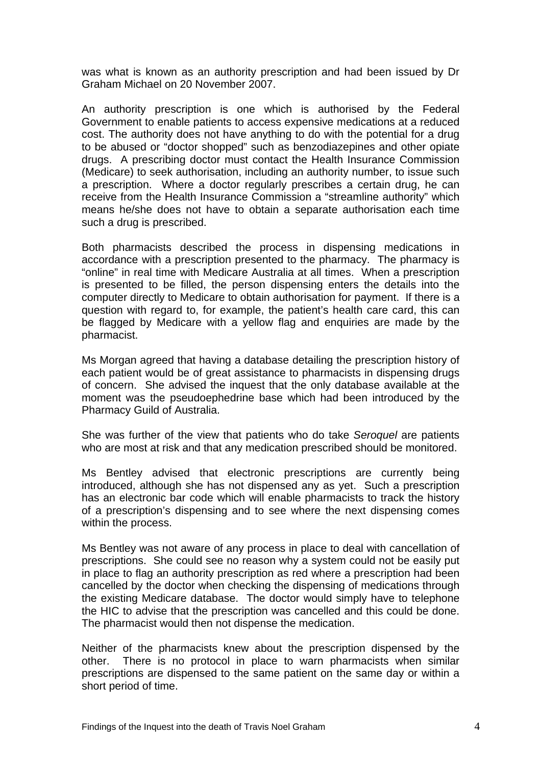was what is known as an authority prescription and had been issued by Dr Graham Michael on 20 November 2007.

An authority prescription is one which is authorised by the Federal Government to enable patients to access expensive medications at a reduced cost. The authority does not have anything to do with the potential for a drug to be abused or "doctor shopped" such as benzodiazepines and other opiate drugs. A prescribing doctor must contact the Health Insurance Commission (Medicare) to seek authorisation, including an authority number, to issue such a prescription. Where a doctor regularly prescribes a certain drug, he can receive from the Health Insurance Commission a "streamline authority" which means he/she does not have to obtain a separate authorisation each time such a drug is prescribed.

Both pharmacists described the process in dispensing medications in accordance with a prescription presented to the pharmacy. The pharmacy is "online" in real time with Medicare Australia at all times. When a prescription is presented to be filled, the person dispensing enters the details into the computer directly to Medicare to obtain authorisation for payment. If there is a question with regard to, for example, the patient's health care card, this can be flagged by Medicare with a yellow flag and enquiries are made by the pharmacist.

Ms Morgan agreed that having a database detailing the prescription history of each patient would be of great assistance to pharmacists in dispensing drugs of concern. She advised the inquest that the only database available at the moment was the pseudoephedrine base which had been introduced by the Pharmacy Guild of Australia.

She was further of the view that patients who do take *Seroquel* are patients who are most at risk and that any medication prescribed should be monitored.

Ms Bentley advised that electronic prescriptions are currently being introduced, although she has not dispensed any as yet. Such a prescription has an electronic bar code which will enable pharmacists to track the history of a prescription's dispensing and to see where the next dispensing comes within the process.

Ms Bentley was not aware of any process in place to deal with cancellation of prescriptions. She could see no reason why a system could not be easily put in place to flag an authority prescription as red where a prescription had been cancelled by the doctor when checking the dispensing of medications through the existing Medicare database. The doctor would simply have to telephone the HIC to advise that the prescription was cancelled and this could be done. The pharmacist would then not dispense the medication.

Neither of the pharmacists knew about the prescription dispensed by the other. There is no protocol in place to warn pharmacists when similar prescriptions are dispensed to the same patient on the same day or within a short period of time.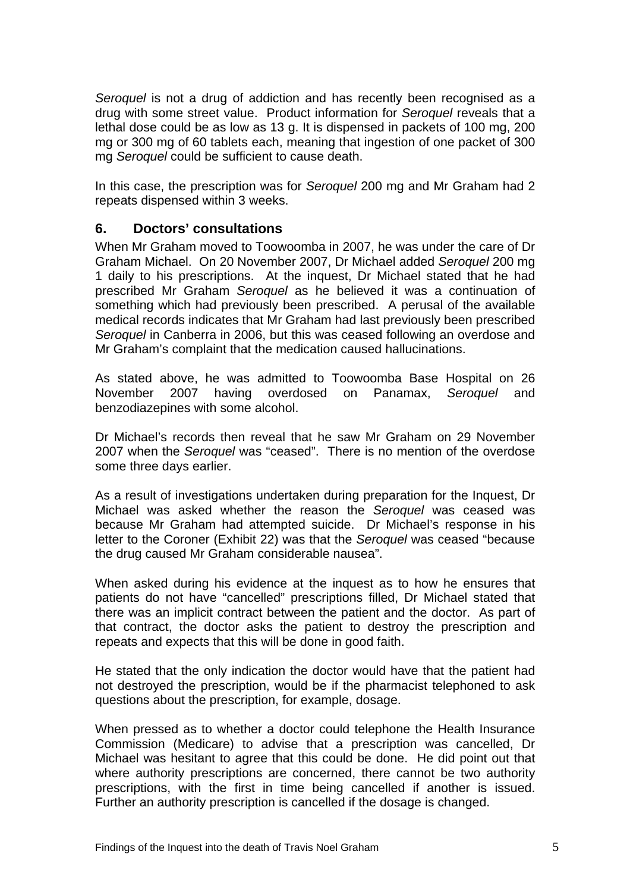*Seroquel* is not a drug of addiction and has recently been recognised as a drug with some street value. Product information for *Seroquel* reveals that a lethal dose could be as low as 13 g. It is dispensed in packets of 100 mg, 200 mg or 300 mg of 60 tablets each, meaning that ingestion of one packet of 300 mg *Seroquel* could be sufficient to cause death.

In this case, the prescription was for *Seroquel* 200 mg and Mr Graham had 2 repeats dispensed within 3 weeks.

## 6. Doctors' consultations

When Mr Graham moved to Toowoomba in 2007, he was under the care of Dr Graham Michael. On 20 November 2007, Dr Michael added *Seroquel* 200 mg 1 daily to his prescriptions. At the inquest, Dr Michael stated that he had prescribed Mr Graham *Seroquel* as he believed it was a continuation of something which had previously been prescribed. A perusal of the available medical records indicates that Mr Graham had last previously been prescribed *Seroquel* in Canberra in 2006, but this was ceased following an overdose and Mr Graham's complaint that the medication caused hallucinations.

As stated above, he was admitted to Toowoomba Base Hospital on 26 November 2007 having overdosed on Panamax, *Seroquel* and benzodiazepines with some alcohol.

Dr Michael's records then reveal that he saw Mr Graham on 29 November 2007 when the *Seroquel* was "ceased". There is no mention of the overdose some three days earlier.

As a result of investigations undertaken during preparation for the Inquest, Dr Michael was asked whether the reason the *Seroquel* was ceased was because Mr Graham had attempted suicide. Dr Michael's response in his letter to the Coroner (Exhibit 22) was that the *Seroquel* was ceased "because the drug caused Mr Graham considerable nausea".

When asked during his evidence at the inquest as to how he ensures that patients do not have "cancelled" prescriptions filled, Dr Michael stated that there was an implicit contract between the patient and the doctor. As part of that contract, the doctor asks the patient to destroy the prescription and repeats and expects that this will be done in good faith.

He stated that the only indication the doctor would have that the patient had not destroyed the prescription, would be if the pharmacist telephoned to ask questions about the prescription, for example, dosage.

When pressed as to whether a doctor could telephone the Health Insurance Commission (Medicare) to advise that a prescription was cancelled, Dr Michael was hesitant to agree that this could be done. He did point out that where authority prescriptions are concerned, there cannot be two authority prescriptions, with the first in time being cancelled if another is issued. Further an authority prescription is cancelled if the dosage is changed.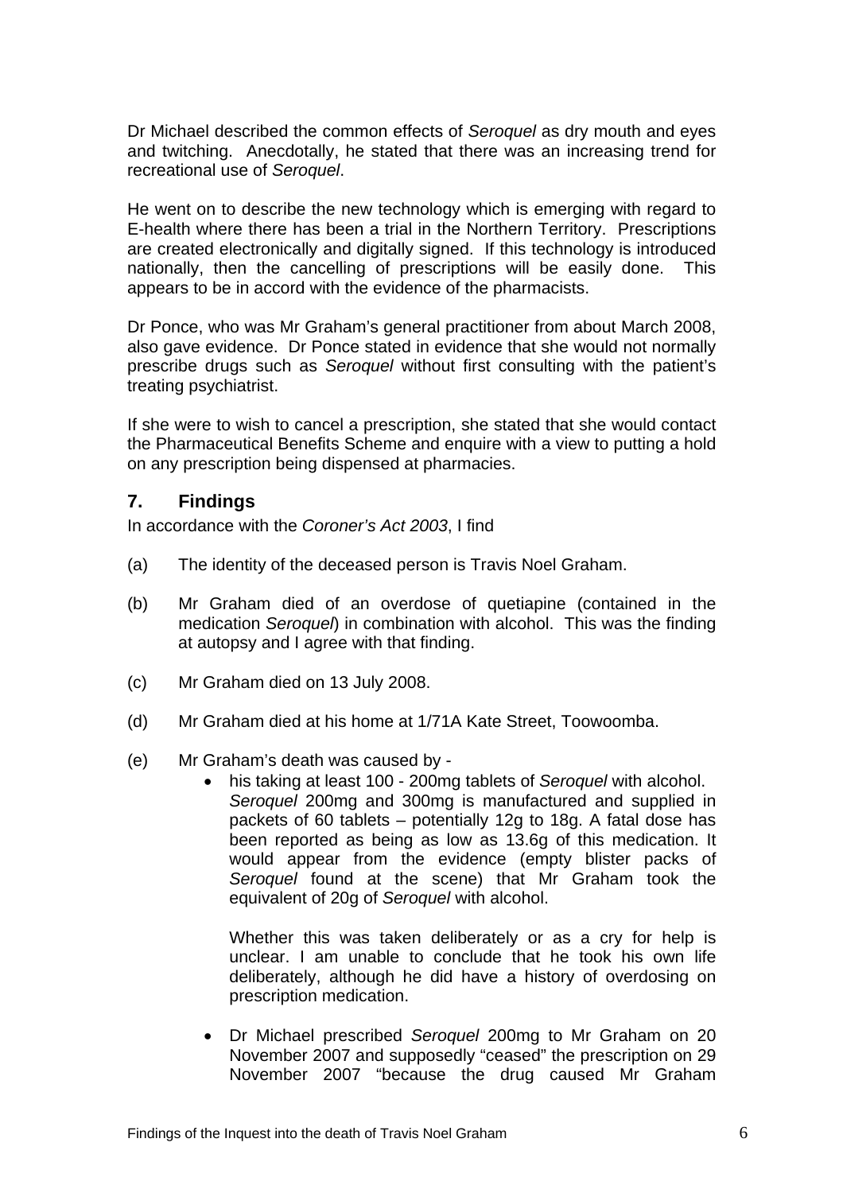Dr Michael described the common effects of *Seroquel* as dry mouth and eyes and twitching. Anecdotally, he stated that there was an increasing trend for recreational use of *Seroquel*.

He went on to describe the new technology which is emerging with regard to E-health where there has been a trial in the Northern Territory. Prescriptions are created electronically and digitally signed. If this technology is introduced nationally, then the cancelling of prescriptions will be easily done. This appears to be in accord with the evidence of the pharmacists.

Dr Ponce, who was Mr Graham's general practitioner from about March 2008, also gave evidence. Dr Ponce stated in evidence that she would not normally prescribe drugs such as *Seroquel* without first consulting with the patient's treating psychiatrist.

If she were to wish to cancel a prescription, she stated that she would contact the Pharmaceutical Benefits Scheme and enquire with a view to putting a hold on any prescription being dispensed at pharmacies.

## 7. Findings

In accordance with the *Coroner's Act 2003*, I find

(a) The identity of the deceased person is Travis Noel Graham.

(b) Mr Graham died of an overdose of quetiapine (contained in the medication *Seroquel*) in combination with alcohol. This was the finding at autopsy and I agree with that finding.

(c) Mr Graham died on 13 July 2008.

(d) Mr Graham died at his home at 1/71A Kate Street, Toowoomba.

(e) Mr Graham's death was caused by -

- his taking at least 100 - 200mg tablets of *Seroquel* with alcohol. *Seroquel* 200mg and 300mg is manufactured and supplied in packets of 60 tablets – potentially 12g to 18g. A fatal dose has been reported as being as low as 13.6g of this medication. It would appear from the evidence (empty blister packs of *Seroquel* found at the scene) that Mr Graham took the equivalent of 20g of *Seroquel* with alcohol.

  Whether this was taken deliberately or as a cry for help is unclear. I am unable to conclude that he took his own life deliberately, although he did have a history of overdosing on prescription medication.

- Dr Michael prescribed *Seroquel* 200mg to Mr Graham on 20 November 2007 and supposedly "ceased" the prescription on 29 November 2007 "because the drug caused Mr Graham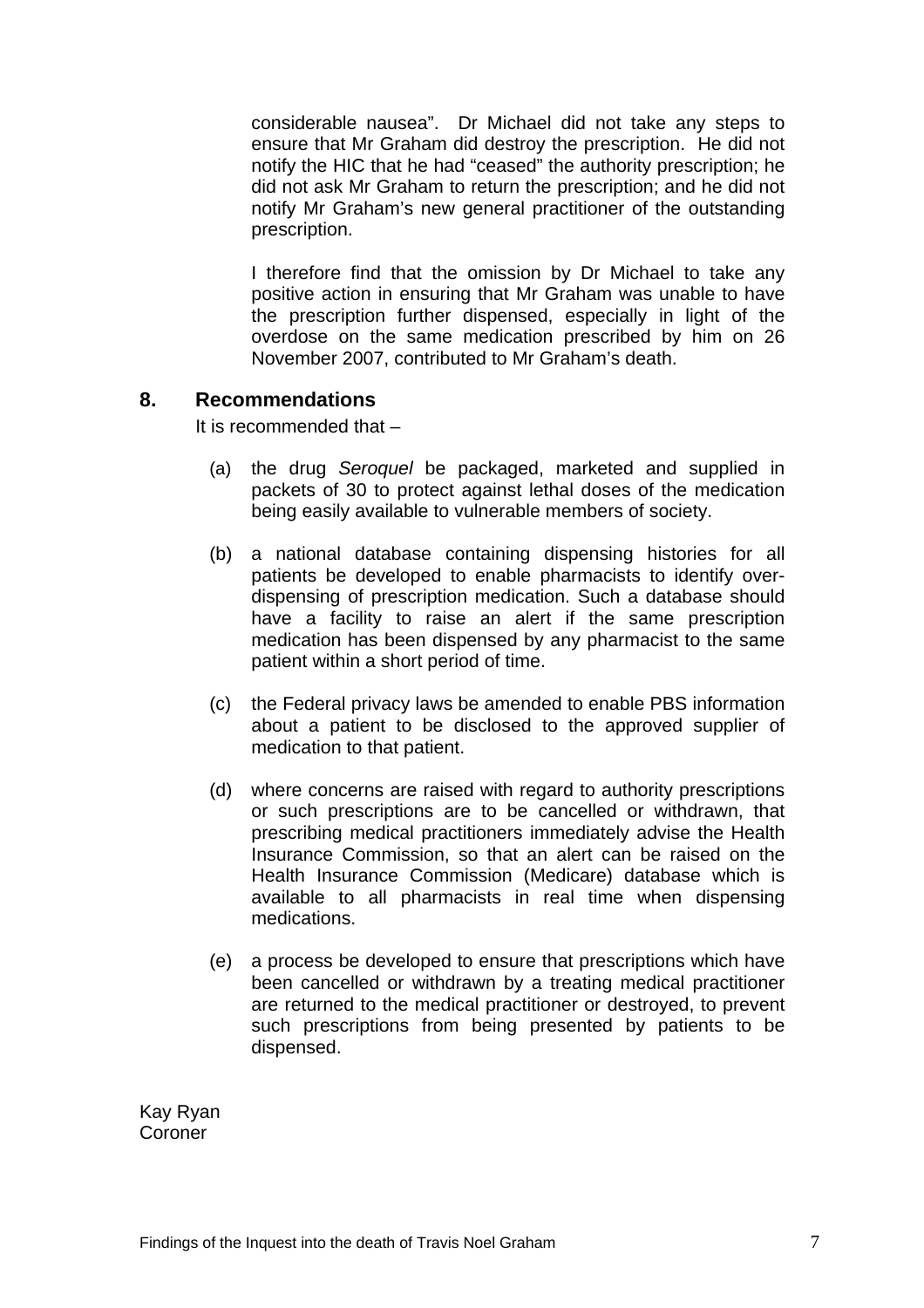considerable nausea". Dr Michael did not take any steps to ensure that Mr Graham did destroy the prescription. He did not notify the HIC that he had "ceased" the authority prescription; he did not ask Mr Graham to return the prescription; and he did not notify Mr Graham's new general practitioner of the outstanding prescription.

I therefore find that the omission by Dr Michael to take any positive action in ensuring that Mr Graham was unable to have the prescription further dispensed, especially in light of the overdose on the same medication prescribed by him on 26 November 2007, contributed to Mr Graham's death.

## 8. Recommendations

It is recommended that –

(a) the drug *Seroquel* be packaged, marketed and supplied in packets of 30 to protect against lethal doses of the medication being easily available to vulnerable members of society.

(b) a national database containing dispensing histories for all patients be developed to enable pharmacists to identify over-dispensing of prescription medication. Such a database should have a facility to raise an alert if the same prescription medication has been dispensed by any pharmacist to the same patient within a short period of time.

(c) the Federal privacy laws be amended to enable PBS information about a patient to be disclosed to the approved supplier of medication to that patient.

(d) where concerns are raised with regard to authority prescriptions or such prescriptions are to be cancelled or withdrawn, that prescribing medical practitioners immediately advise the Health Insurance Commission, so that an alert can be raised on the Health Insurance Commission (Medicare) database which is available to all pharmacists in real time when dispensing medications.

(e) a process be developed to ensure that prescriptions which have been cancelled or withdrawn by a treating medical practitioner are returned to the medical practitioner or destroyed, to prevent such prescriptions from being presented by patients to be dispensed.

Kay Ryan
Coroner